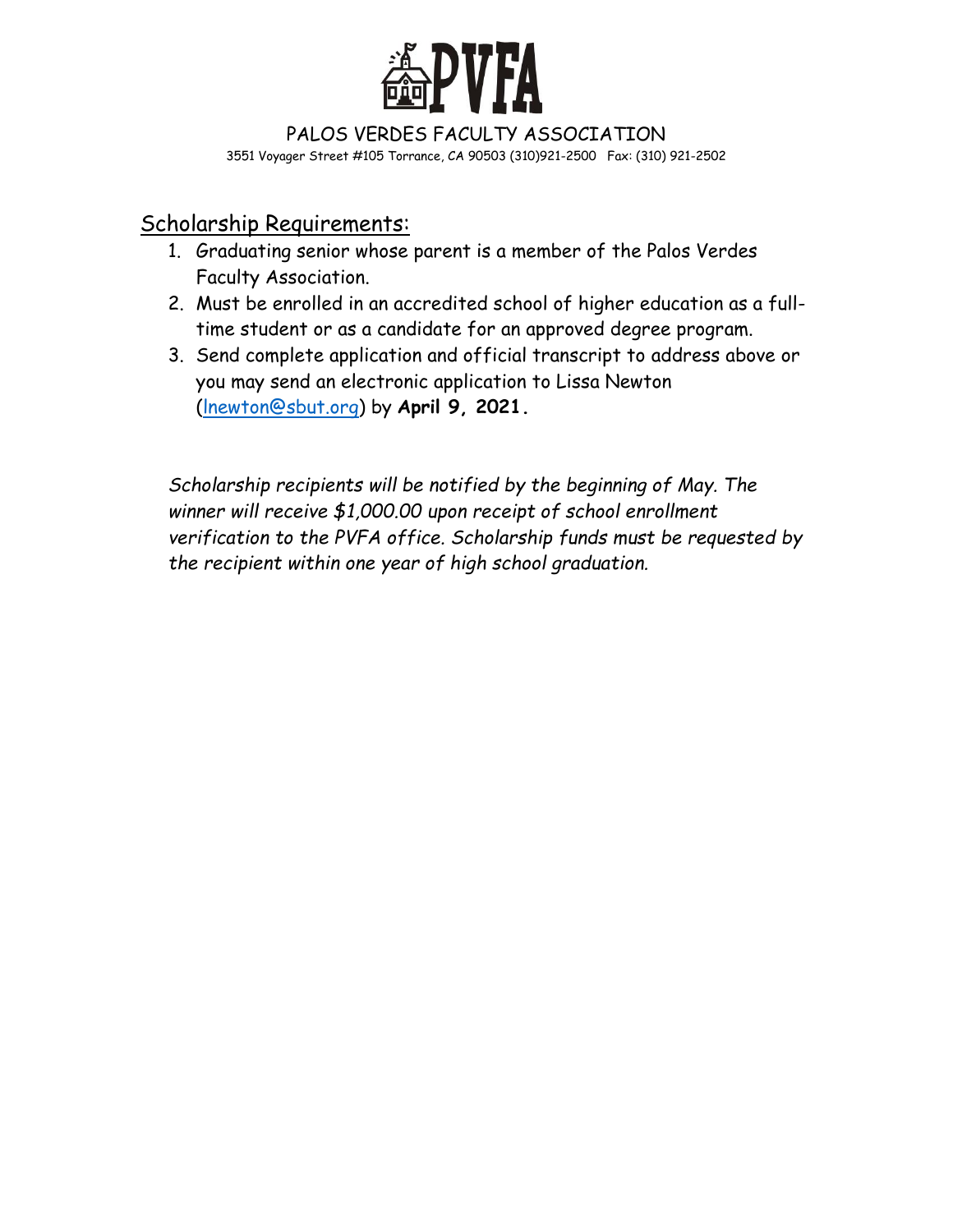# PVFA

PALOS VERDES FACULTY ASSOCIATION

3551 Voyager Street #105 Torrance, CA 90503 (310)921-2500 Fax: (310) 921-2502

## Scholarship Requirements:

1. Graduating senior whose parent is a member of the Palos Verdes Faculty Association.
2. Must be enrolled in an accredited school of higher education as a full-time student or as a candidate for an approved degree program.
3. Send complete application and official transcript to address above or you may send an electronic application to Lissa Newton (lnewton@sbut.org) by **April 9, 2021.**

*Scholarship recipients will be notified by the beginning of May. The winner will receive $1,000.00 upon receipt of school enrollment verification to the PVFA office. Scholarship funds must be requested by the recipient within one year of high school graduation.*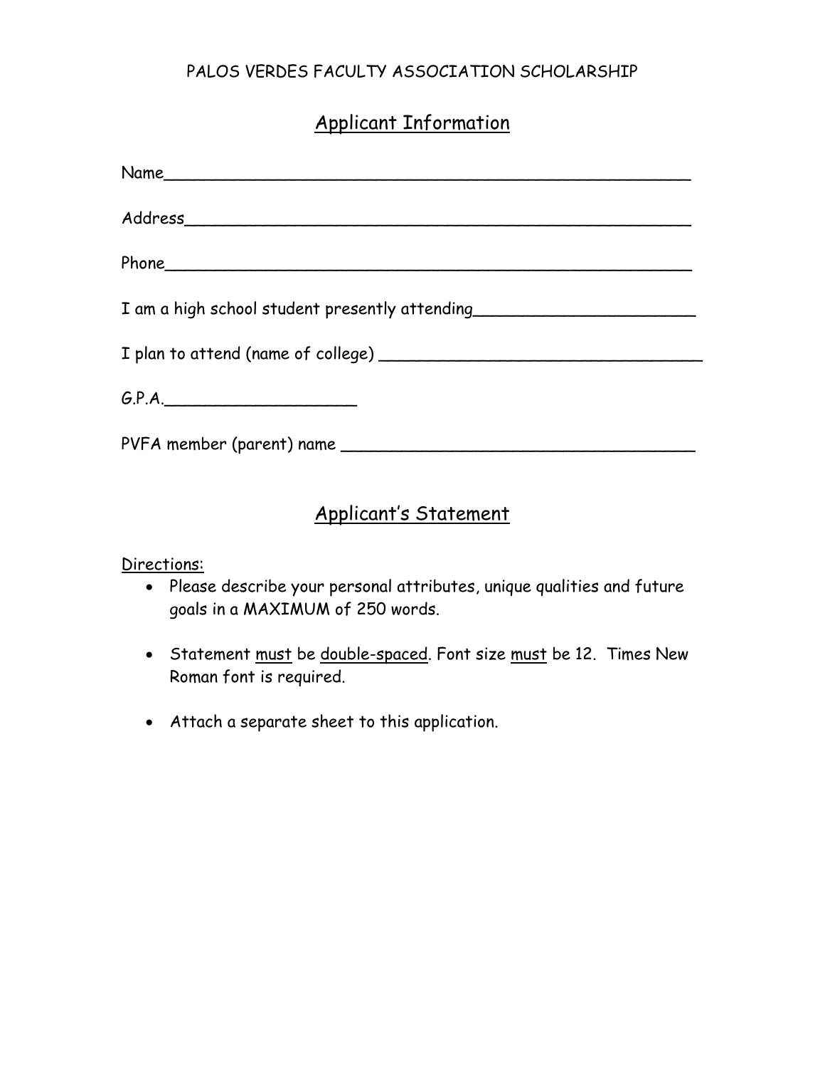PALOS VERDES FACULTY ASSOCIATION SCHOLARSHIP

## Applicant Information

Name_______________________________________________________

Address_____________________________________________________

Phone_______________________________________________________

I am a high school student presently attending______________________

I plan to attend (name of college) ________________________________

G.P.A.__________________

PVFA member (parent) name ___________________________________

## Applicant's Statement

Directions:

- Please describe your personal attributes, unique qualities and future goals in a MAXIMUM of 250 words.
- Statement must be double-spaced. Font size must be 12. Times New Roman font is required.
- Attach a separate sheet to this application.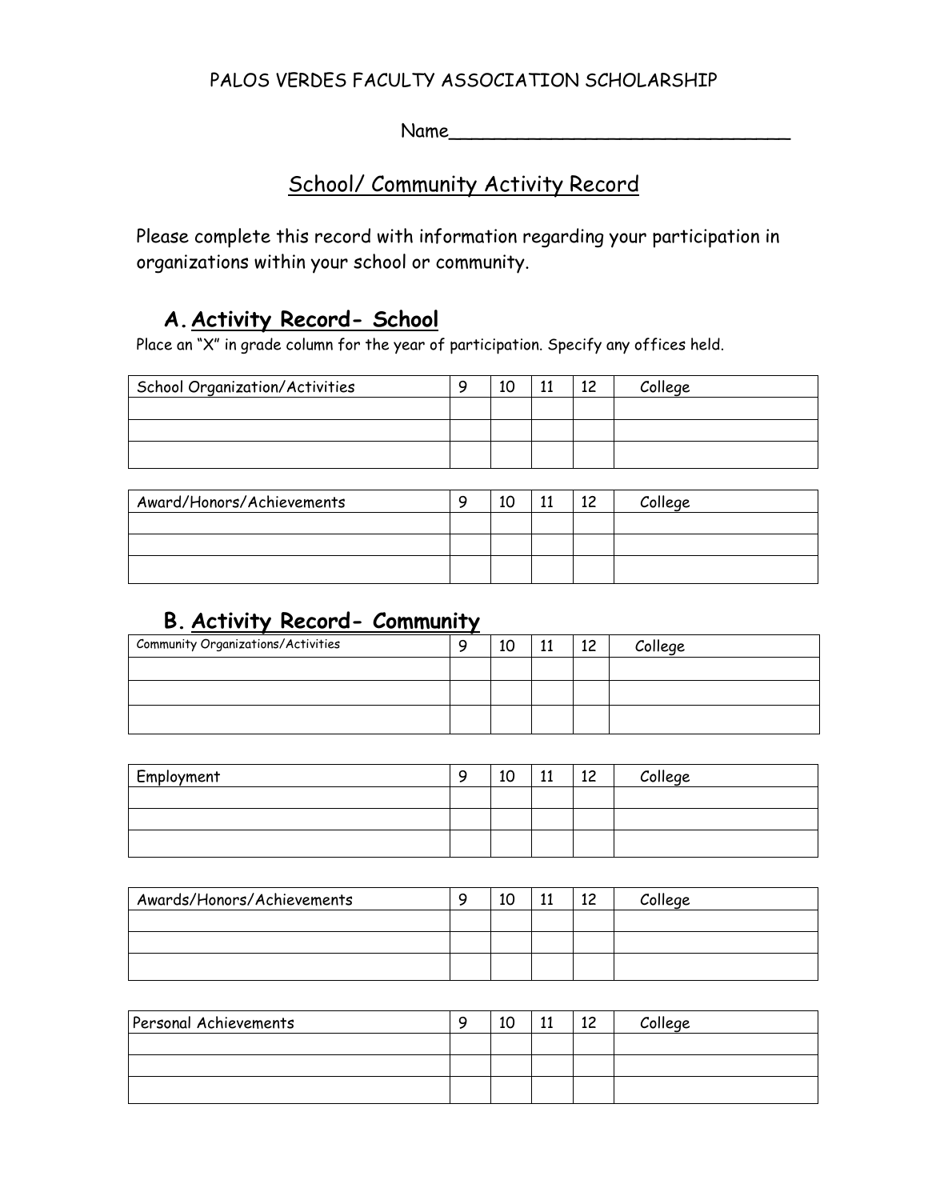PALOS VERDES FACULTY ASSOCIATION SCHOLARSHIP

Name_______________________________

# School/ Community Activity Record

Please complete this record with information regarding your participation in organizations within your school or community.

## A. Activity Record- School

Place an "X" in grade column for the year of participation. Specify any offices held.

| School Organization/Activities | 9 | 10 | 11 | 12 | College |
|---|---|---|---|---|---|
| | | | | | |
| | | | | | |
| | | | | | |

| Award/Honors/Achievements | 9 | 10 | 11 | 12 | College |
|---|---|---|---|---|---|
| | | | | | |
| | | | | | |
| | | | | | |

## B. Activity Record- Community

| Community Organizations/Activities | 9 | 10 | 11 | 12 | College |
|---|---|---|---|---|---|
| | | | | | |
| | | | | | |
| | | | | | |

| Employment | 9 | 10 | 11 | 12 | College |
|---|---|---|---|---|---|
| | | | | | |
| | | | | | |
| | | | | | |

| Awards/Honors/Achievements | 9 | 10 | 11 | 12 | College |
|---|---|---|---|---|---|
| | | | | | |
| | | | | | |
| | | | | | |

| Personal Achievements | 9 | 10 | 11 | 12 | College |
|---|---|---|---|---|---|
| | | | | | |
| | | | | | |
| | | | | | |